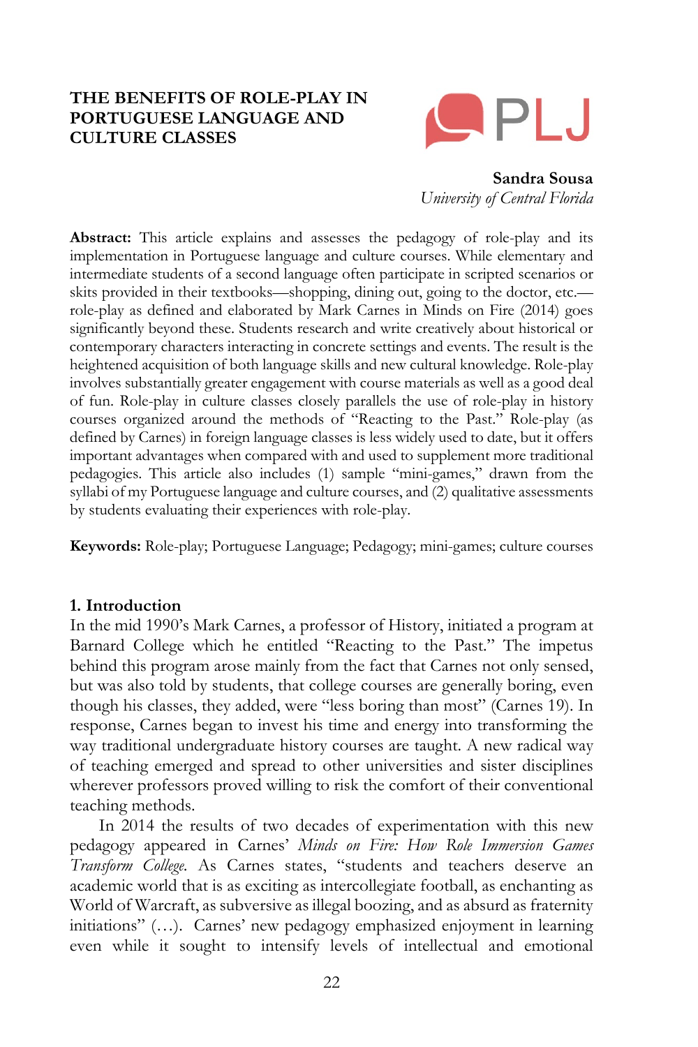# THE BENEFITS OF ROLE-PLAY IN PORTUGUESE LANGUAGE AND CULTURE CLASSES

**Sandra Sousa**
*University of Central Florida*

**Abstract:** This article explains and assesses the pedagogy of role-play and its implementation in Portuguese language and culture courses. While elementary and intermediate students of a second language often participate in scripted scenarios or skits provided in their textbooks—shopping, dining out, going to the doctor, etc.—role-play as defined and elaborated by Mark Carnes in Minds on Fire (2014) goes significantly beyond these. Students research and write creatively about historical or contemporary characters interacting in concrete settings and events. The result is the heightened acquisition of both language skills and new cultural knowledge. Role-play involves substantially greater engagement with course materials as well as a good deal of fun. Role-play in culture classes closely parallels the use of role-play in history courses organized around the methods of "Reacting to the Past." Role-play (as defined by Carnes) in foreign language classes is less widely used to date, but it offers important advantages when compared with and used to supplement more traditional pedagogies. This article also includes (1) sample "mini-games," drawn from the syllabi of my Portuguese language and culture courses, and (2) qualitative assessments by students evaluating their experiences with role-play.

**Keywords:** Role-play; Portuguese Language; Pedagogy; mini-games; culture courses

## 1. Introduction

In the mid 1990's Mark Carnes, a professor of History, initiated a program at Barnard College which he entitled "Reacting to the Past." The impetus behind this program arose mainly from the fact that Carnes not only sensed, but was also told by students, that college courses are generally boring, even though his classes, they added, were "less boring than most" (Carnes 19). In response, Carnes began to invest his time and energy into transforming the way traditional undergraduate history courses are taught. A new radical way of teaching emerged and spread to other universities and sister disciplines wherever professors proved willing to risk the comfort of their conventional teaching methods.

In 2014 the results of two decades of experimentation with this new pedagogy appeared in Carnes' *Minds on Fire: How Role Immersion Games Transform College.* As Carnes states, "students and teachers deserve an academic world that is as exciting as intercollegiate football, as enchanting as World of Warcraft, as subversive as illegal boozing, and as absurd as fraternity initiations" (…). Carnes' new pedagogy emphasized enjoyment in learning even while it sought to intensify levels of intellectual and emotional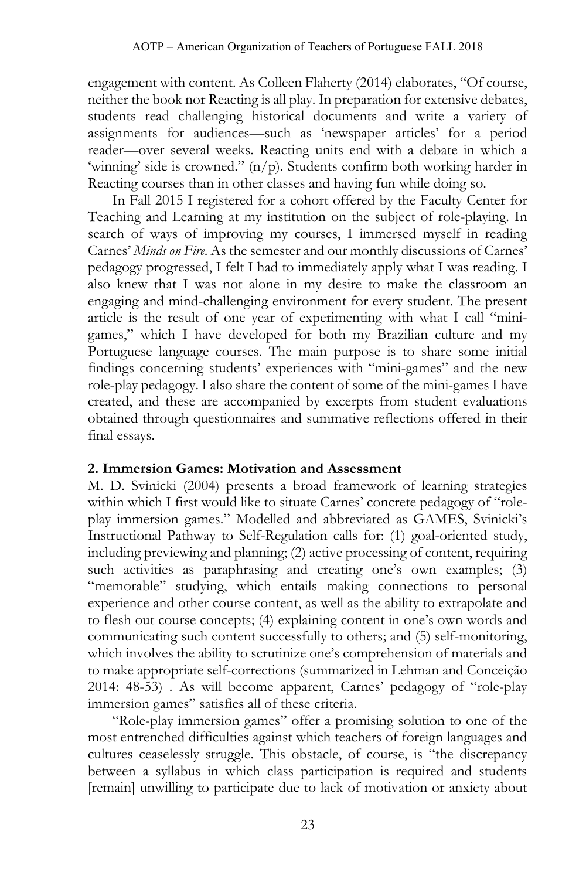engagement with content. As Colleen Flaherty (2014) elaborates, "Of course, neither the book nor Reacting is all play. In preparation for extensive debates, students read challenging historical documents and write a variety of assignments for audiences—such as 'newspaper articles' for a period reader—over several weeks. Reacting units end with a debate in which a 'winning' side is crowned." (n/p). Students confirm both working harder in Reacting courses than in other classes and having fun while doing so.

In Fall 2015 I registered for a cohort offered by the Faculty Center for Teaching and Learning at my institution on the subject of role-playing. In search of ways of improving my courses, I immersed myself in reading Carnes' *Minds on Fire*. As the semester and our monthly discussions of Carnes' pedagogy progressed, I felt I had to immediately apply what I was reading. I also knew that I was not alone in my desire to make the classroom an engaging and mind-challenging environment for every student. The present article is the result of one year of experimenting with what I call "mini-games," which I have developed for both my Brazilian culture and my Portuguese language courses. The main purpose is to share some initial findings concerning students' experiences with "mini-games" and the new role-play pedagogy. I also share the content of some of the mini-games I have created, and these are accompanied by excerpts from student evaluations obtained through questionnaires and summative reflections offered in their final essays.

## 2. Immersion Games: Motivation and Assessment

M. D. Svinicki (2004) presents a broad framework of learning strategies within which I first would like to situate Carnes' concrete pedagogy of "role-play immersion games." Modelled and abbreviated as GAMES, Svinicki's Instructional Pathway to Self-Regulation calls for: (1) goal-oriented study, including previewing and planning; (2) active processing of content, requiring such activities as paraphrasing and creating one's own examples; (3) "memorable" studying, which entails making connections to personal experience and other course content, as well as the ability to extrapolate and to flesh out course concepts; (4) explaining content in one's own words and communicating such content successfully to others; and (5) self-monitoring, which involves the ability to scrutinize one's comprehension of materials and to make appropriate self-corrections (summarized in Lehman and Conceição 2014: 48-53) . As will become apparent, Carnes' pedagogy of "role-play immersion games" satisfies all of these criteria.

"Role-play immersion games" offer a promising solution to one of the most entrenched difficulties against which teachers of foreign languages and cultures ceaselessly struggle. This obstacle, of course, is "the discrepancy between a syllabus in which class participation is required and students [remain] unwilling to participate due to lack of motivation or anxiety about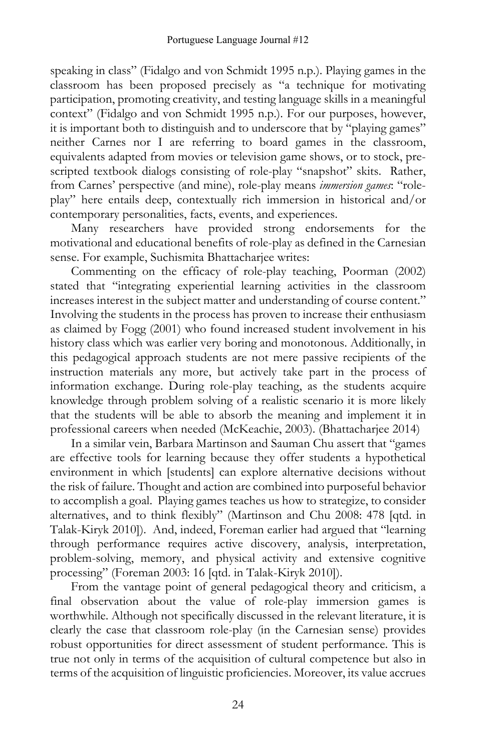speaking in class" (Fidalgo and von Schmidt 1995 n.p.). Playing games in the classroom has been proposed precisely as "a technique for motivating participation, promoting creativity, and testing language skills in a meaningful context" (Fidalgo and von Schmidt 1995 n.p.). For our purposes, however, it is important both to distinguish and to underscore that by "playing games" neither Carnes nor I are referring to board games in the classroom, equivalents adapted from movies or television game shows, or to stock, pre-scripted textbook dialogs consisting of role-play "snapshot" skits. Rather, from Carnes' perspective (and mine), role-play means *immersion games*: "role-play" here entails deep, contextually rich immersion in historical and/or contemporary personalities, facts, events, and experiences.

Many researchers have provided strong endorsements for the motivational and educational benefits of role-play as defined in the Carnesian sense. For example, Suchismita Bhattacharjee writes:

Commenting on the efficacy of role-play teaching, Poorman (2002) stated that "integrating experiential learning activities in the classroom increases interest in the subject matter and understanding of course content." Involving the students in the process has proven to increase their enthusiasm as claimed by Fogg (2001) who found increased student involvement in his history class which was earlier very boring and monotonous. Additionally, in this pedagogical approach students are not mere passive recipients of the instruction materials any more, but actively take part in the process of information exchange. During role-play teaching, as the students acquire knowledge through problem solving of a realistic scenario it is more likely that the students will be able to absorb the meaning and implement it in professional careers when needed (McKeachie, 2003). (Bhattacharjee 2014)

In a similar vein, Barbara Martinson and Sauman Chu assert that "games are effective tools for learning because they offer students a hypothetical environment in which [students] can explore alternative decisions without the risk of failure. Thought and action are combined into purposeful behavior to accomplish a goal. Playing games teaches us how to strategize, to consider alternatives, and to think flexibly" (Martinson and Chu 2008: 478 [qtd. in Talak-Kiryk 2010]). And, indeed, Foreman earlier had argued that "learning through performance requires active discovery, analysis, interpretation, problem-solving, memory, and physical activity and extensive cognitive processing" (Foreman 2003: 16 [qtd. in Talak-Kiryk 2010]).

From the vantage point of general pedagogical theory and criticism, a final observation about the value of role-play immersion games is worthwhile. Although not specifically discussed in the relevant literature, it is clearly the case that classroom role-play (in the Carnesian sense) provides robust opportunities for direct assessment of student performance. This is true not only in terms of the acquisition of cultural competence but also in terms of the acquisition of linguistic proficiencies. Moreover, its value accrues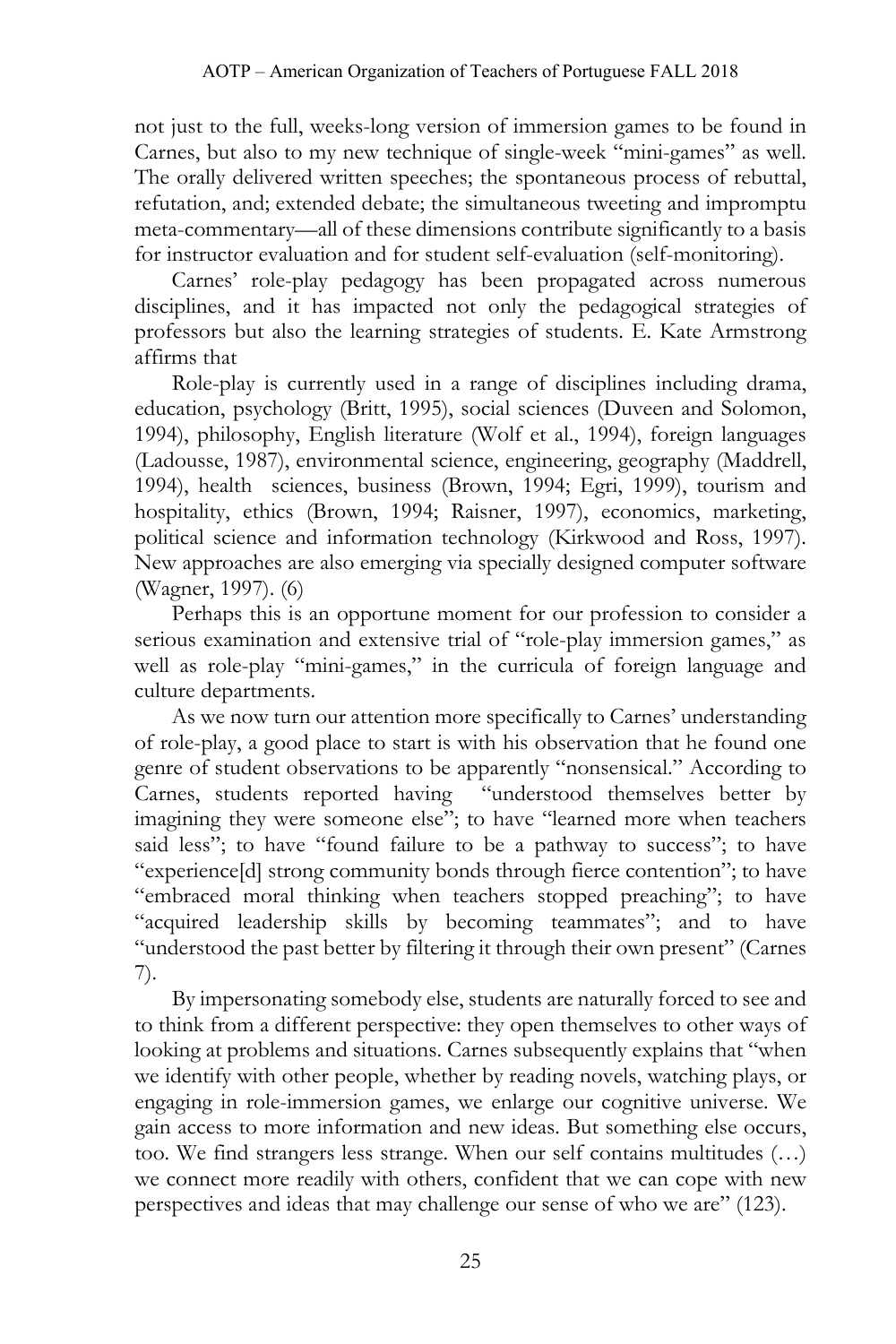not just to the full, weeks-long version of immersion games to be found in Carnes, but also to my new technique of single-week "mini-games" as well. The orally delivered written speeches; the spontaneous process of rebuttal, refutation, and; extended debate; the simultaneous tweeting and impromptu meta-commentary—all of these dimensions contribute significantly to a basis for instructor evaluation and for student self-evaluation (self-monitoring).

Carnes' role-play pedagogy has been propagated across numerous disciplines, and it has impacted not only the pedagogical strategies of professors but also the learning strategies of students. E. Kate Armstrong affirms that

Role-play is currently used in a range of disciplines including drama, education, psychology (Britt, 1995), social sciences (Duveen and Solomon, 1994), philosophy, English literature (Wolf et al., 1994), foreign languages (Ladousse, 1987), environmental science, engineering, geography (Maddrell, 1994), health sciences, business (Brown, 1994; Egri, 1999), tourism and hospitality, ethics (Brown, 1994; Raisner, 1997), economics, marketing, political science and information technology (Kirkwood and Ross, 1997). New approaches are also emerging via specially designed computer software (Wagner, 1997). (6)

Perhaps this is an opportune moment for our profession to consider a serious examination and extensive trial of "role-play immersion games," as well as role-play "mini-games," in the curricula of foreign language and culture departments.

As we now turn our attention more specifically to Carnes' understanding of role-play, a good place to start is with his observation that he found one genre of student observations to be apparently "nonsensical." According to Carnes, students reported having "understood themselves better by imagining they were someone else"; to have "learned more when teachers said less"; to have "found failure to be a pathway to success"; to have "experience[d] strong community bonds through fierce contention"; to have "embraced moral thinking when teachers stopped preaching"; to have "acquired leadership skills by becoming teammates"; and to have "understood the past better by filtering it through their own present" (Carnes 7).

By impersonating somebody else, students are naturally forced to see and to think from a different perspective: they open themselves to other ways of looking at problems and situations. Carnes subsequently explains that "when we identify with other people, whether by reading novels, watching plays, or engaging in role-immersion games, we enlarge our cognitive universe. We gain access to more information and new ideas. But something else occurs, too. We find strangers less strange. When our self contains multitudes (…) we connect more readily with others, confident that we can cope with new perspectives and ideas that may challenge our sense of who we are" (123).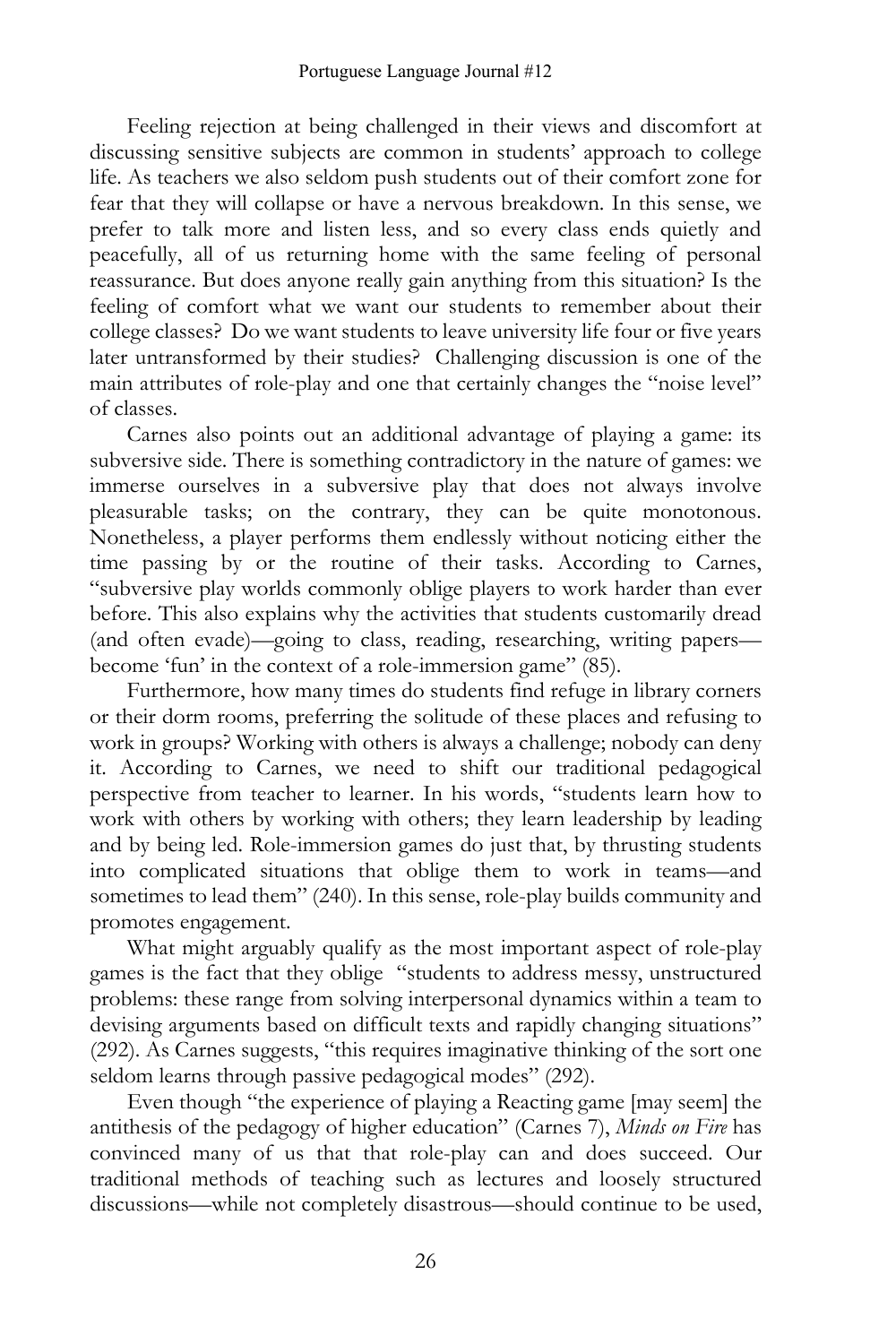Feeling rejection at being challenged in their views and discomfort at discussing sensitive subjects are common in students' approach to college life. As teachers we also seldom push students out of their comfort zone for fear that they will collapse or have a nervous breakdown. In this sense, we prefer to talk more and listen less, and so every class ends quietly and peacefully, all of us returning home with the same feeling of personal reassurance. But does anyone really gain anything from this situation? Is the feeling of comfort what we want our students to remember about their college classes? Do we want students to leave university life four or five years later untransformed by their studies? Challenging discussion is one of the main attributes of role-play and one that certainly changes the "noise level" of classes.

Carnes also points out an additional advantage of playing a game: its subversive side. There is something contradictory in the nature of games: we immerse ourselves in a subversive play that does not always involve pleasurable tasks; on the contrary, they can be quite monotonous. Nonetheless, a player performs them endlessly without noticing either the time passing by or the routine of their tasks. According to Carnes, "subversive play worlds commonly oblige players to work harder than ever before. This also explains why the activities that students customarily dread (and often evade)—going to class, reading, researching, writing papers—become 'fun' in the context of a role-immersion game" (85).

Furthermore, how many times do students find refuge in library corners or their dorm rooms, preferring the solitude of these places and refusing to work in groups? Working with others is always a challenge; nobody can deny it. According to Carnes, we need to shift our traditional pedagogical perspective from teacher to learner. In his words, "students learn how to work with others by working with others; they learn leadership by leading and by being led. Role-immersion games do just that, by thrusting students into complicated situations that oblige them to work in teams—and sometimes to lead them" (240). In this sense, role-play builds community and promotes engagement.

What might arguably qualify as the most important aspect of role-play games is the fact that they oblige "students to address messy, unstructured problems: these range from solving interpersonal dynamics within a team to devising arguments based on difficult texts and rapidly changing situations" (292). As Carnes suggests, "this requires imaginative thinking of the sort one seldom learns through passive pedagogical modes" (292).

Even though "the experience of playing a Reacting game [may seem] the antithesis of the pedagogy of higher education" (Carnes 7), *Minds on Fire* has convinced many of us that that role-play can and does succeed. Our traditional methods of teaching such as lectures and loosely structured discussions—while not completely disastrous—should continue to be used,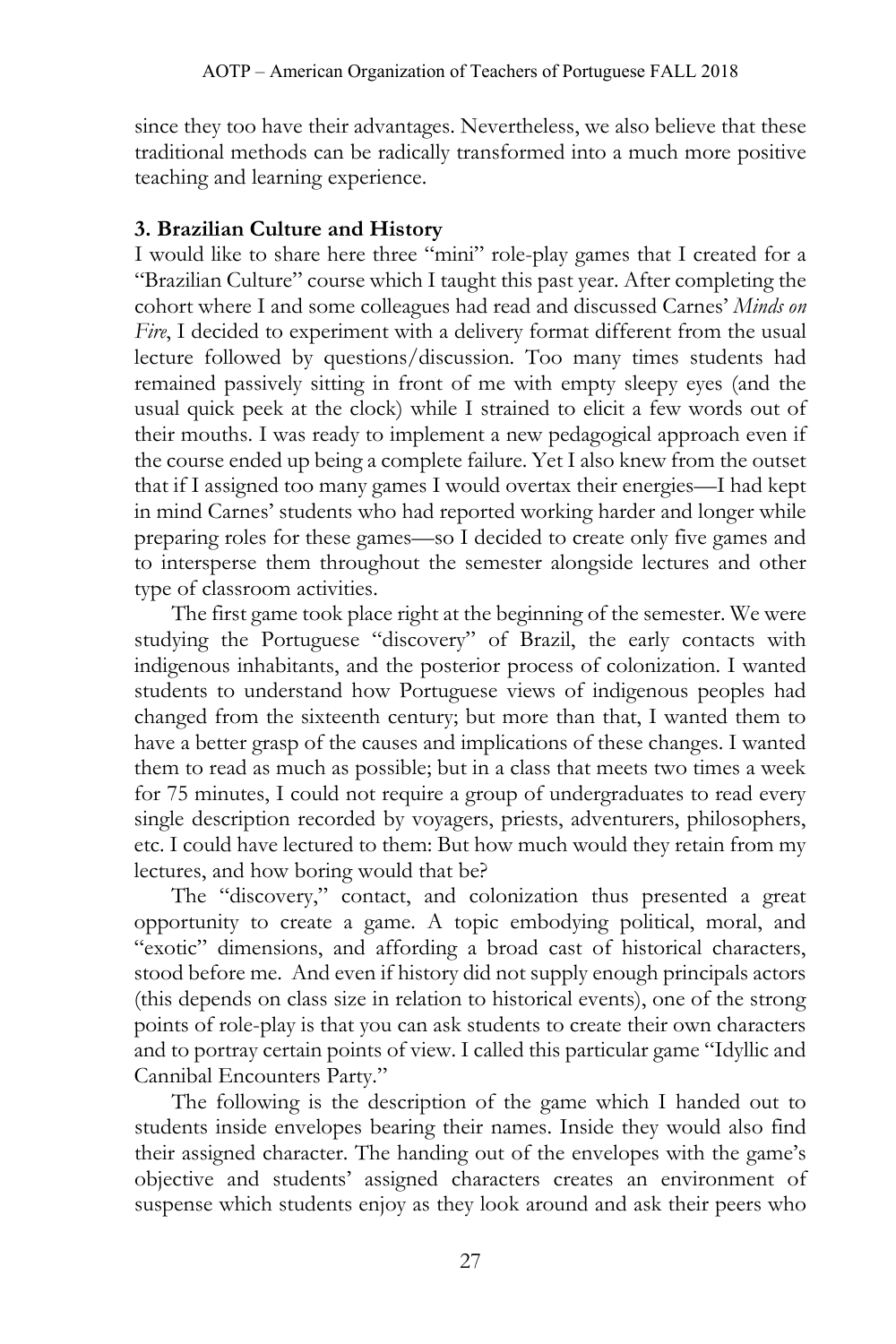since they too have their advantages. Nevertheless, we also believe that these traditional methods can be radically transformed into a much more positive teaching and learning experience.

### 3. Brazilian Culture and History

I would like to share here three "mini" role-play games that I created for a "Brazilian Culture" course which I taught this past year. After completing the cohort where I and some colleagues had read and discussed Carnes' *Minds on Fire*, I decided to experiment with a delivery format different from the usual lecture followed by questions/discussion. Too many times students had remained passively sitting in front of me with empty sleepy eyes (and the usual quick peek at the clock) while I strained to elicit a few words out of their mouths. I was ready to implement a new pedagogical approach even if the course ended up being a complete failure. Yet I also knew from the outset that if I assigned too many games I would overtax their energies—I had kept in mind Carnes' students who had reported working harder and longer while preparing roles for these games—so I decided to create only five games and to intersperse them throughout the semester alongside lectures and other type of classroom activities.

The first game took place right at the beginning of the semester. We were studying the Portuguese "discovery" of Brazil, the early contacts with indigenous inhabitants, and the posterior process of colonization. I wanted students to understand how Portuguese views of indigenous peoples had changed from the sixteenth century; but more than that, I wanted them to have a better grasp of the causes and implications of these changes. I wanted them to read as much as possible; but in a class that meets two times a week for 75 minutes, I could not require a group of undergraduates to read every single description recorded by voyagers, priests, adventurers, philosophers, etc. I could have lectured to them: But how much would they retain from my lectures, and how boring would that be?

The "discovery," contact, and colonization thus presented a great opportunity to create a game. A topic embodying political, moral, and "exotic" dimensions, and affording a broad cast of historical characters, stood before me. And even if history did not supply enough principals actors (this depends on class size in relation to historical events), one of the strong points of role-play is that you can ask students to create their own characters and to portray certain points of view. I called this particular game "Idyllic and Cannibal Encounters Party."

The following is the description of the game which I handed out to students inside envelopes bearing their names. Inside they would also find their assigned character. The handing out of the envelopes with the game's objective and students' assigned characters creates an environment of suspense which students enjoy as they look around and ask their peers who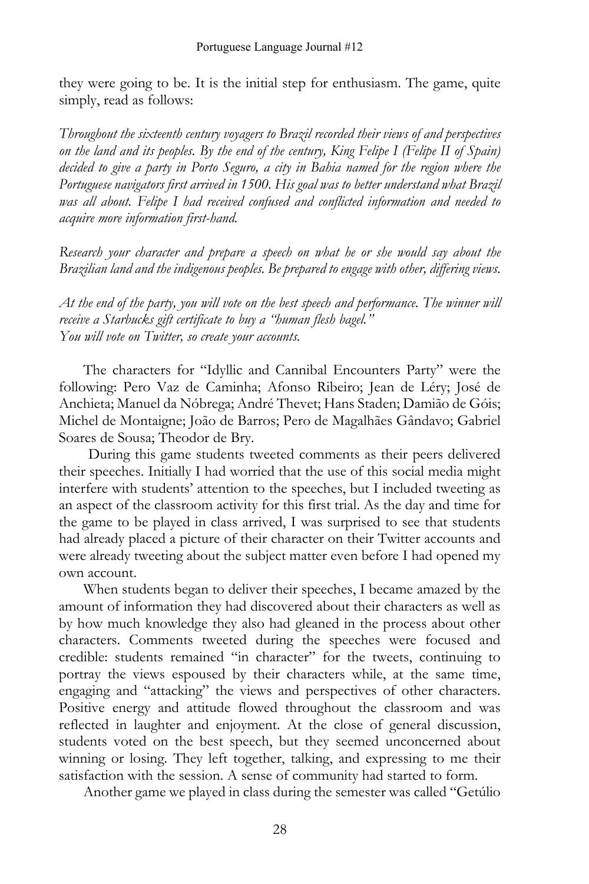they were going to be. It is the initial step for enthusiasm. The game, quite simply, read as follows:

*Throughout the sixteenth century voyagers to Brazil recorded their views of and perspectives on the land and its peoples. By the end of the century, King Felipe I (Felipe II of Spain) decided to give a party in Porto Seguro, a city in Bahia named for the region where the Portuguese navigators first arrived in 1500. His goal was to better understand what Brazil was all about. Felipe I had received confused and conflicted information and needed to acquire more information first-hand.*

*Research your character and prepare a speech on what he or she would say about the Brazilian land and the indigenous peoples. Be prepared to engage with other, differing views.*

*At the end of the party, you will vote on the best speech and performance. The winner will receive a Starbucks gift certificate to buy a "human flesh bagel."*
*You will vote on Twitter, so create your accounts.*

The characters for "Idyllic and Cannibal Encounters Party" were the following: Pero Vaz de Caminha; Afonso Ribeiro; Jean de Léry; José de Anchieta; Manuel da Nóbrega; André Thevet; Hans Staden; Damião de Góis; Michel de Montaigne; João de Barros; Pero de Magalhães Gândavo; Gabriel Soares de Sousa; Theodor de Bry.

During this game students tweeted comments as their peers delivered their speeches. Initially I had worried that the use of this social media might interfere with students' attention to the speeches, but I included tweeting as an aspect of the classroom activity for this first trial. As the day and time for the game to be played in class arrived, I was surprised to see that students had already placed a picture of their character on their Twitter accounts and were already tweeting about the subject matter even before I had opened my own account.

When students began to deliver their speeches, I became amazed by the amount of information they had discovered about their characters as well as by how much knowledge they also had gleaned in the process about other characters. Comments tweeted during the speeches were focused and credible: students remained "in character" for the tweets, continuing to portray the views espoused by their characters while, at the same time, engaging and "attacking" the views and perspectives of other characters. Positive energy and attitude flowed throughout the classroom and was reflected in laughter and enjoyment. At the close of general discussion, students voted on the best speech, but they seemed unconcerned about winning or losing. They left together, talking, and expressing to me their satisfaction with the session. A sense of community had started to form.

Another game we played in class during the semester was called "Getúlio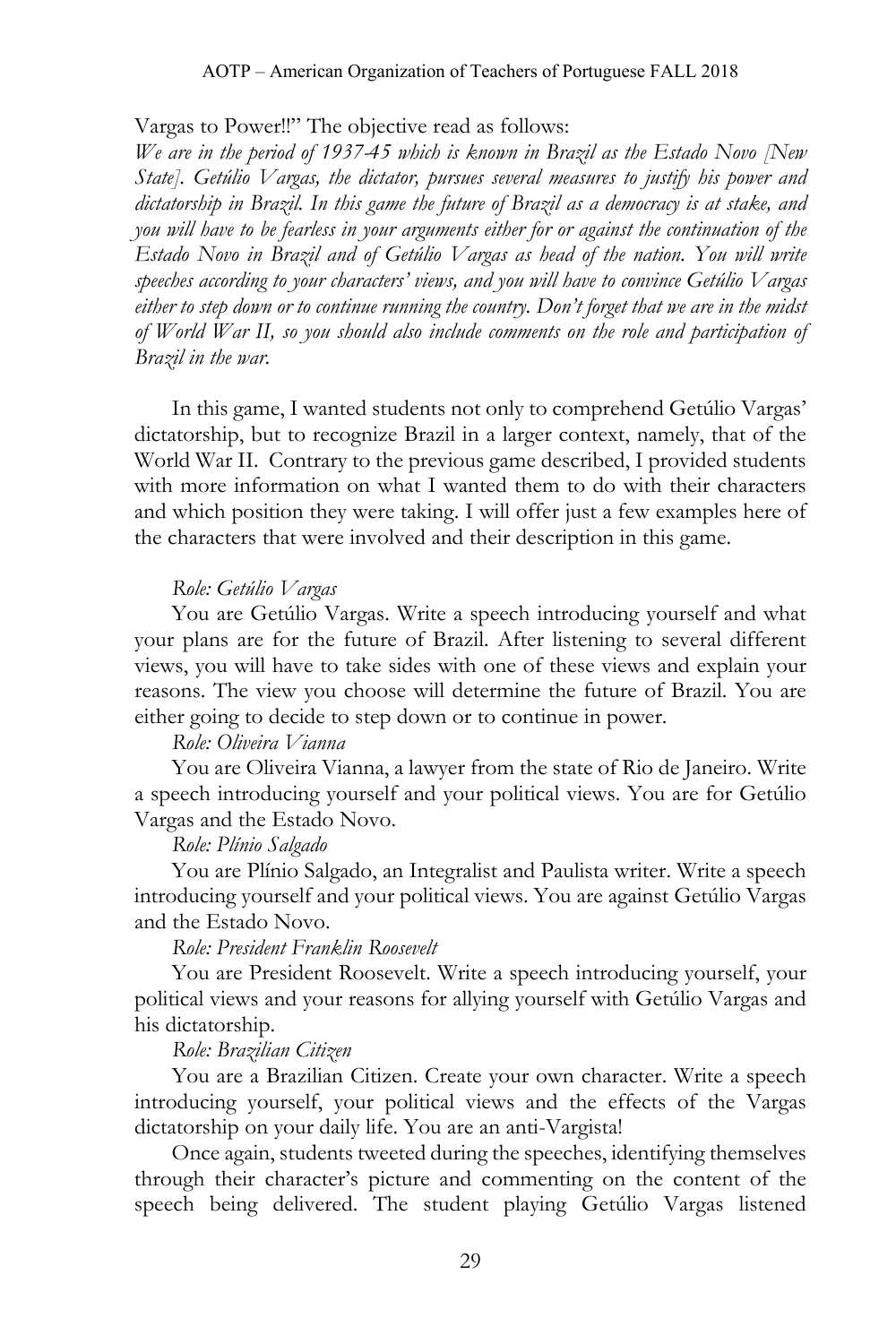Vargas to Power!!" The objective read as follows:

*We are in the period of 1937-45 which is known in Brazil as the Estado Novo [New State]. Getúlio Vargas, the dictator, pursues several measures to justify his power and dictatorship in Brazil. In this game the future of Brazil as a democracy is at stake, and you will have to be fearless in your arguments either for or against the continuation of the Estado Novo in Brazil and of Getúlio Vargas as head of the nation. You will write speeches according to your characters' views, and you will have to convince Getúlio Vargas either to step down or to continue running the country. Don't forget that we are in the midst of World War II, so you should also include comments on the role and participation of Brazil in the war.*

In this game, I wanted students not only to comprehend Getúlio Vargas' dictatorship, but to recognize Brazil in a larger context, namely, that of the World War II. Contrary to the previous game described, I provided students with more information on what I wanted them to do with their characters and which position they were taking. I will offer just a few examples here of the characters that were involved and their description in this game.

*Role: Getúlio Vargas*

You are Getúlio Vargas. Write a speech introducing yourself and what your plans are for the future of Brazil. After listening to several different views, you will have to take sides with one of these views and explain your reasons. The view you choose will determine the future of Brazil. You are either going to decide to step down or to continue in power.

*Role: Oliveira Vianna*

You are Oliveira Vianna, a lawyer from the state of Rio de Janeiro. Write a speech introducing yourself and your political views. You are for Getúlio Vargas and the Estado Novo.

*Role: Plínio Salgado*

You are Plínio Salgado, an Integralist and Paulista writer. Write a speech introducing yourself and your political views. You are against Getúlio Vargas and the Estado Novo.

*Role: President Franklin Roosevelt*

You are President Roosevelt. Write a speech introducing yourself, your political views and your reasons for allying yourself with Getúlio Vargas and his dictatorship.

*Role: Brazilian Citizen*

You are a Brazilian Citizen. Create your own character. Write a speech introducing yourself, your political views and the effects of the Vargas dictatorship on your daily life. You are an anti-Vargista!

Once again, students tweeted during the speeches, identifying themselves through their character's picture and commenting on the content of the speech being delivered. The student playing Getúlio Vargas listened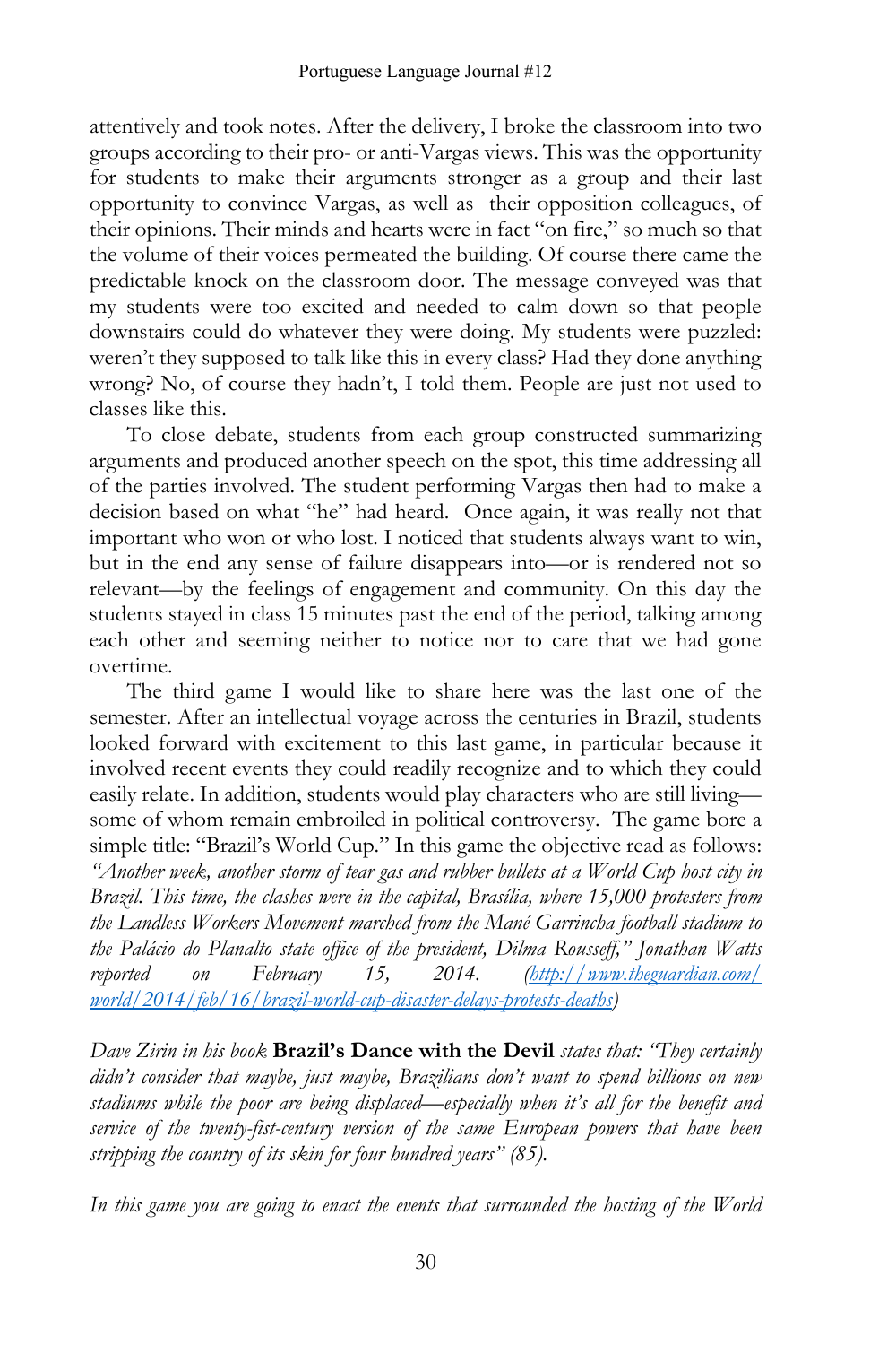attentively and took notes. After the delivery, I broke the classroom into two groups according to their pro- or anti-Vargas views. This was the opportunity for students to make their arguments stronger as a group and their last opportunity to convince Vargas, as well as their opposition colleagues, of their opinions. Their minds and hearts were in fact "on fire," so much so that the volume of their voices permeated the building. Of course there came the predictable knock on the classroom door. The message conveyed was that my students were too excited and needed to calm down so that people downstairs could do whatever they were doing. My students were puzzled: weren't they supposed to talk like this in every class? Had they done anything wrong? No, of course they hadn't, I told them. People are just not used to classes like this.

To close debate, students from each group constructed summarizing arguments and produced another speech on the spot, this time addressing all of the parties involved. The student performing Vargas then had to make a decision based on what "he" had heard. Once again, it was really not that important who won or who lost. I noticed that students always want to win, but in the end any sense of failure disappears into—or is rendered not so relevant—by the feelings of engagement and community. On this day the students stayed in class 15 minutes past the end of the period, talking among each other and seeming neither to notice nor to care that we had gone overtime.

The third game I would like to share here was the last one of the semester. After an intellectual voyage across the centuries in Brazil, students looked forward with excitement to this last game, in particular because it involved recent events they could readily recognize and to which they could easily relate. In addition, students would play characters who are still living—some of whom remain embroiled in political controversy. The game bore a simple title: "Brazil's World Cup." In this game the objective read as follows: *"Another week, another storm of tear gas and rubber bullets at a World Cup host city in Brazil. This time, the clashes were in the capital, Brasília, where 15,000 protesters from the Landless Workers Movement marched from the Mané Garrincha football stadium to the Palácio do Planalto state office of the president, Dilma Rousseff," Jonathan Watts reported on February 15, 2014. ([http://www.theguardian.com/world/2014/feb/16/brazil-world-cup-disaster-delays-protests-deaths](http://www.theguardian.com/world/2014/feb/16/brazil-world-cup-disaster-delays-protests-deaths))*

*Dave Zirin in his book* **Brazil's Dance with the Devil** *states that: "They certainly didn't consider that maybe, just maybe, Brazilians don't want to spend billions on new stadiums while the poor are being displaced—especially when it's all for the benefit and service of the twenty-fist-century version of the same European powers that have been stripping the country of its skin for four hundred years" (85).*

*In this game you are going to enact the events that surrounded the hosting of the World*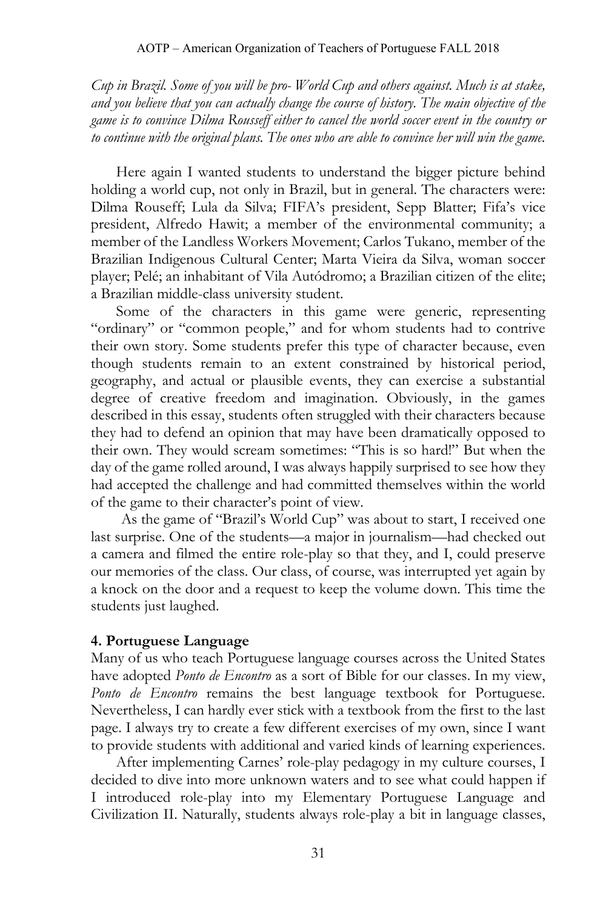*Cup in Brazil. Some of you will be pro- World Cup and others against. Much is at stake, and you believe that you can actually change the course of history. The main objective of the game is to convince Dilma Rousseff either to cancel the world soccer event in the country or to continue with the original plans. The ones who are able to convince her will win the game.*

Here again I wanted students to understand the bigger picture behind holding a world cup, not only in Brazil, but in general. The characters were: Dilma Rouseff; Lula da Silva; FIFA's president, Sepp Blatter; Fifa's vice president, Alfredo Hawit; a member of the environmental community; a member of the Landless Workers Movement; Carlos Tukano, member of the Brazilian Indigenous Cultural Center; Marta Vieira da Silva, woman soccer player; Pelé; an inhabitant of Vila Autódromo; a Brazilian citizen of the elite; a Brazilian middle-class university student.

Some of the characters in this game were generic, representing "ordinary" or "common people," and for whom students had to contrive their own story. Some students prefer this type of character because, even though students remain to an extent constrained by historical period, geography, and actual or plausible events, they can exercise a substantial degree of creative freedom and imagination. Obviously, in the games described in this essay, students often struggled with their characters because they had to defend an opinion that may have been dramatically opposed to their own. They would scream sometimes: "This is so hard!" But when the day of the game rolled around, I was always happily surprised to see how they had accepted the challenge and had committed themselves within the world of the game to their character's point of view.

As the game of "Brazil's World Cup" was about to start, I received one last surprise. One of the students—a major in journalism—had checked out a camera and filmed the entire role-play so that they, and I, could preserve our memories of the class. Our class, of course, was interrupted yet again by a knock on the door and a request to keep the volume down. This time the students just laughed.

### 4. Portuguese Language

Many of us who teach Portuguese language courses across the United States have adopted *Ponto de Encontro* as a sort of Bible for our classes. In my view, *Ponto de Encontro* remains the best language textbook for Portuguese. Nevertheless, I can hardly ever stick with a textbook from the first to the last page. I always try to create a few different exercises of my own, since I want to provide students with additional and varied kinds of learning experiences.

After implementing Carnes' role-play pedagogy in my culture courses, I decided to dive into more unknown waters and to see what could happen if I introduced role-play into my Elementary Portuguese Language and Civilization II. Naturally, students always role-play a bit in language classes,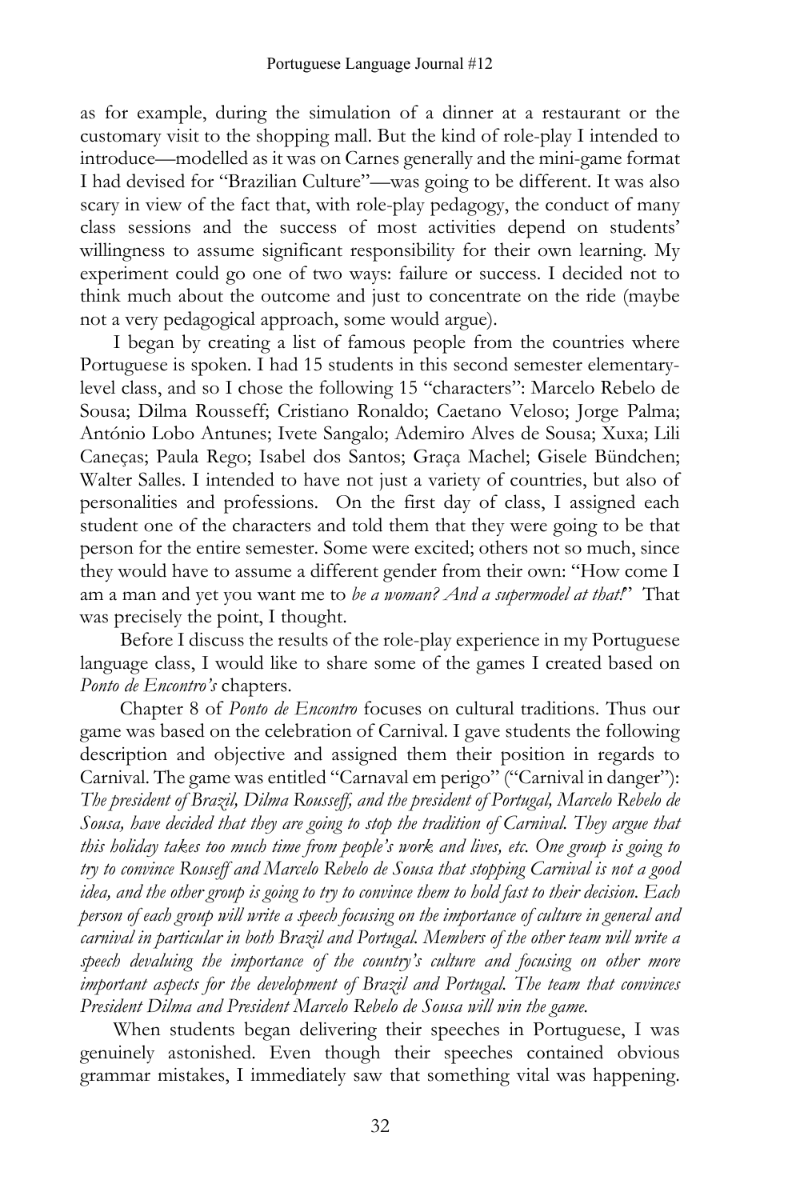as for example, during the simulation of a dinner at a restaurant or the customary visit to the shopping mall. But the kind of role-play I intended to introduce—modelled as it was on Carnes generally and the mini-game format I had devised for "Brazilian Culture"—was going to be different. It was also scary in view of the fact that, with role-play pedagogy, the conduct of many class sessions and the success of most activities depend on students' willingness to assume significant responsibility for their own learning. My experiment could go one of two ways: failure or success. I decided not to think much about the outcome and just to concentrate on the ride (maybe not a very pedagogical approach, some would argue).

I began by creating a list of famous people from the countries where Portuguese is spoken. I had 15 students in this second semester elementary-level class, and so I chose the following 15 "characters": Marcelo Rebelo de Sousa; Dilma Rousseff; Cristiano Ronaldo; Caetano Veloso; Jorge Palma; António Lobo Antunes; Ivete Sangalo; Ademiro Alves de Sousa; Xuxa; Lili Caneças; Paula Rego; Isabel dos Santos; Graça Machel; Gisele Bündchen; Walter Salles. I intended to have not just a variety of countries, but also of personalities and professions. On the first day of class, I assigned each student one of the characters and told them that they were going to be that person for the entire semester. Some were excited; others not so much, since they would have to assume a different gender from their own: "How come I am a man and yet you want me to *be a woman? And a supermodel at that!*" That was precisely the point, I thought.

Before I discuss the results of the role-play experience in my Portuguese language class, I would like to share some of the games I created based on *Ponto de Encontro's* chapters.

Chapter 8 of *Ponto de Encontro* focuses on cultural traditions. Thus our game was based on the celebration of Carnival. I gave students the following description and objective and assigned them their position in regards to Carnival. The game was entitled "Carnaval em perigo" ("Carnival in danger"): *The president of Brazil, Dilma Rousseff, and the president of Portugal, Marcelo Rebelo de Sousa, have decided that they are going to stop the tradition of Carnival. They argue that this holiday takes too much time from people's work and lives, etc. One group is going to try to convince Rouseff and Marcelo Rebelo de Sousa that stopping Carnival is not a good idea, and the other group is going to try to convince them to hold fast to their decision. Each person of each group will write a speech focusing on the importance of culture in general and carnival in particular in both Brazil and Portugal. Members of the other team will write a speech devaluing the importance of the country's culture and focusing on other more important aspects for the development of Brazil and Portugal. The team that convinces President Dilma and President Marcelo Rebelo de Sousa will win the game.*

When students began delivering their speeches in Portuguese, I was genuinely astonished. Even though their speeches contained obvious grammar mistakes, I immediately saw that something vital was happening.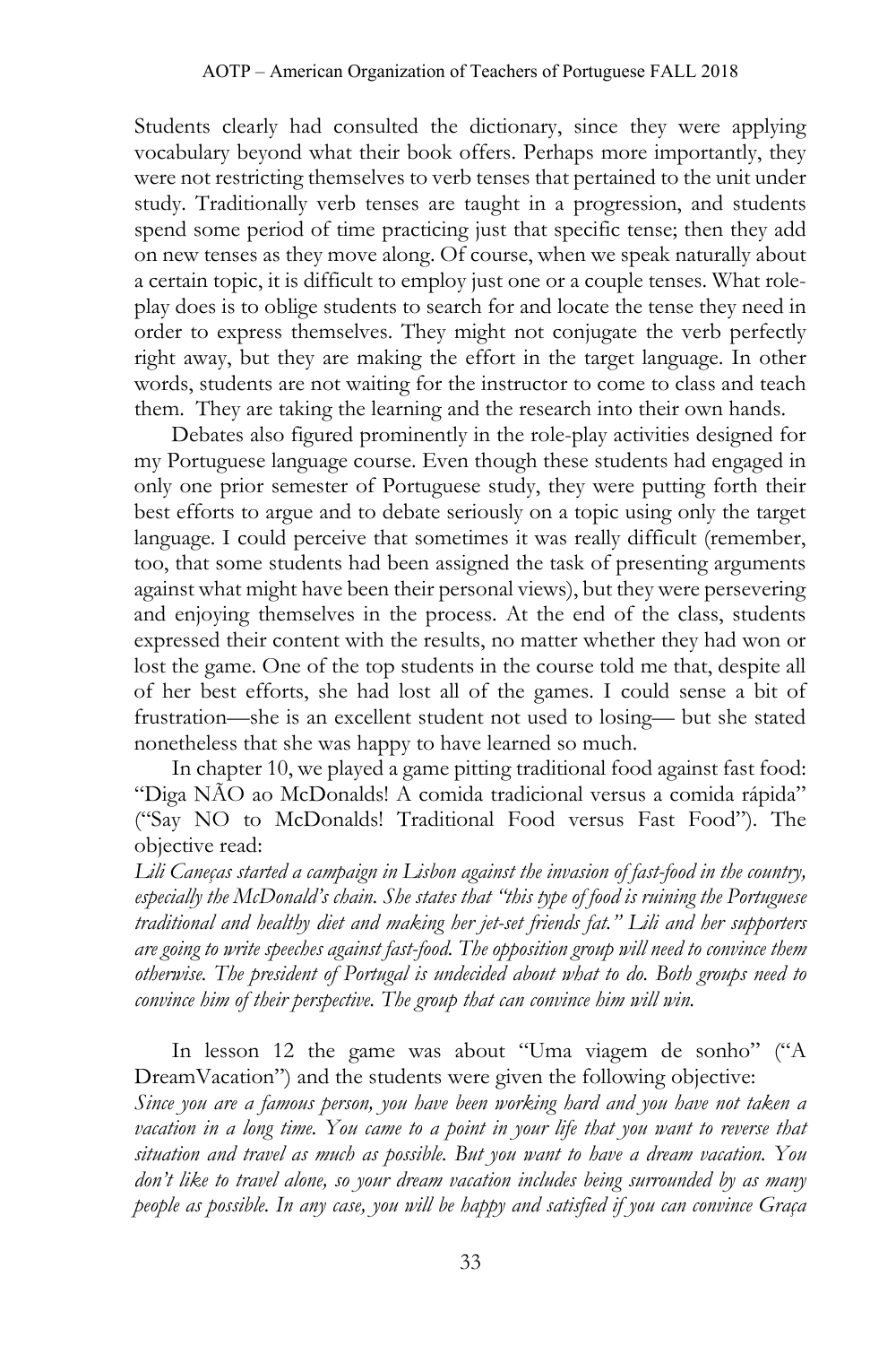Students clearly had consulted the dictionary, since they were applying vocabulary beyond what their book offers. Perhaps more importantly, they were not restricting themselves to verb tenses that pertained to the unit under study. Traditionally verb tenses are taught in a progression, and students spend some period of time practicing just that specific tense; then they add on new tenses as they move along. Of course, when we speak naturally about a certain topic, it is difficult to employ just one or a couple tenses. What role-play does is to oblige students to search for and locate the tense they need in order to express themselves. They might not conjugate the verb perfectly right away, but they are making the effort in the target language. In other words, students are not waiting for the instructor to come to class and teach them. They are taking the learning and the research into their own hands.

Debates also figured prominently in the role-play activities designed for my Portuguese language course. Even though these students had engaged in only one prior semester of Portuguese study, they were putting forth their best efforts to argue and to debate seriously on a topic using only the target language. I could perceive that sometimes it was really difficult (remember, too, that some students had been assigned the task of presenting arguments against what might have been their personal views), but they were persevering and enjoying themselves in the process. At the end of the class, students expressed their content with the results, no matter whether they had won or lost the game. One of the top students in the course told me that, despite all of her best efforts, she had lost all of the games. I could sense a bit of frustration—she is an excellent student not used to losing— but she stated nonetheless that she was happy to have learned so much.

In chapter 10, we played a game pitting traditional food against fast food: "Diga NÃO ao McDonalds! A comida tradicional versus a comida rápida" ("Say NO to McDonalds! Traditional Food versus Fast Food"). The objective read:

*Lili Caneças started a campaign in Lisbon against the invasion of fast-food in the country, especially the McDonald's chain. She states that "this type of food is ruining the Portuguese traditional and healthy diet and making her jet-set friends fat." Lili and her supporters are going to write speeches against fast-food. The opposition group will need to convince them otherwise. The president of Portugal is undecided about what to do. Both groups need to convince him of their perspective. The group that can convince him will win.*

In lesson 12 the game was about "Uma viagem de sonho" ("A DreamVacation") and the students were given the following objective:

*Since you are a famous person, you have been working hard and you have not taken a vacation in a long time. You came to a point in your life that you want to reverse that situation and travel as much as possible. But you want to have a dream vacation. You don't like to travel alone, so your dream vacation includes being surrounded by as many people as possible. In any case, you will be happy and satisfied if you can convince Graça*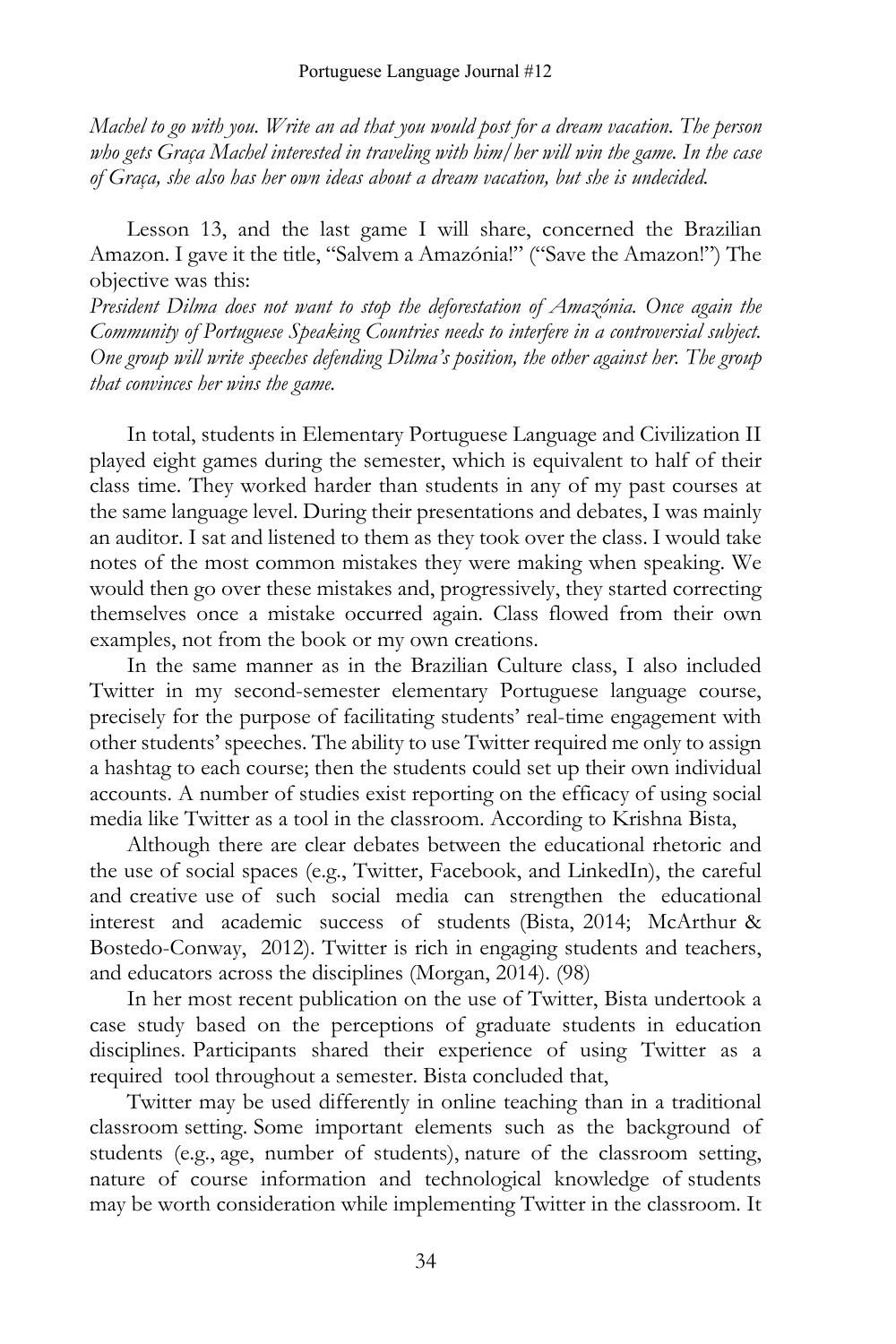*Machel to go with you. Write an ad that you would post for a dream vacation. The person who gets Graça Machel interested in traveling with him/her will win the game. In the case of Graça, she also has her own ideas about a dream vacation, but she is undecided.*

Lesson 13, and the last game I will share, concerned the Brazilian Amazon. I gave it the title, "Salvem a Amazónia!" ("Save the Amazon!") The objective was this:
*President Dilma does not want to stop the deforestation of Amazónia. Once again the Community of Portuguese Speaking Countries needs to interfere in a controversial subject. One group will write speeches defending Dilma's position, the other against her. The group that convinces her wins the game.*

In total, students in Elementary Portuguese Language and Civilization II played eight games during the semester, which is equivalent to half of their class time. They worked harder than students in any of my past courses at the same language level. During their presentations and debates, I was mainly an auditor. I sat and listened to them as they took over the class. I would take notes of the most common mistakes they were making when speaking. We would then go over these mistakes and, progressively, they started correcting themselves once a mistake occurred again. Class flowed from their own examples, not from the book or my own creations.

In the same manner as in the Brazilian Culture class, I also included Twitter in my second-semester elementary Portuguese language course, precisely for the purpose of facilitating students' real-time engagement with other students' speeches. The ability to use Twitter required me only to assign a hashtag to each course; then the students could set up their own individual accounts. A number of studies exist reporting on the efficacy of using social media like Twitter as a tool in the classroom. According to Krishna Bista,

Although there are clear debates between the educational rhetoric and the use of social spaces (e.g., Twitter, Facebook, and LinkedIn), the careful and creative use of such social media can strengthen the educational interest and academic success of students (Bista, 2014; McArthur & Bostedo-Conway, 2012). Twitter is rich in engaging students and teachers, and educators across the disciplines (Morgan, 2014). (98)

In her most recent publication on the use of Twitter, Bista undertook a case study based on the perceptions of graduate students in education disciplines. Participants shared their experience of using Twitter as a required tool throughout a semester. Bista concluded that,

Twitter may be used differently in online teaching than in a traditional classroom setting. Some important elements such as the background of students (e.g., age, number of students), nature of the classroom setting, nature of course information and technological knowledge of students may be worth consideration while implementing Twitter in the classroom. It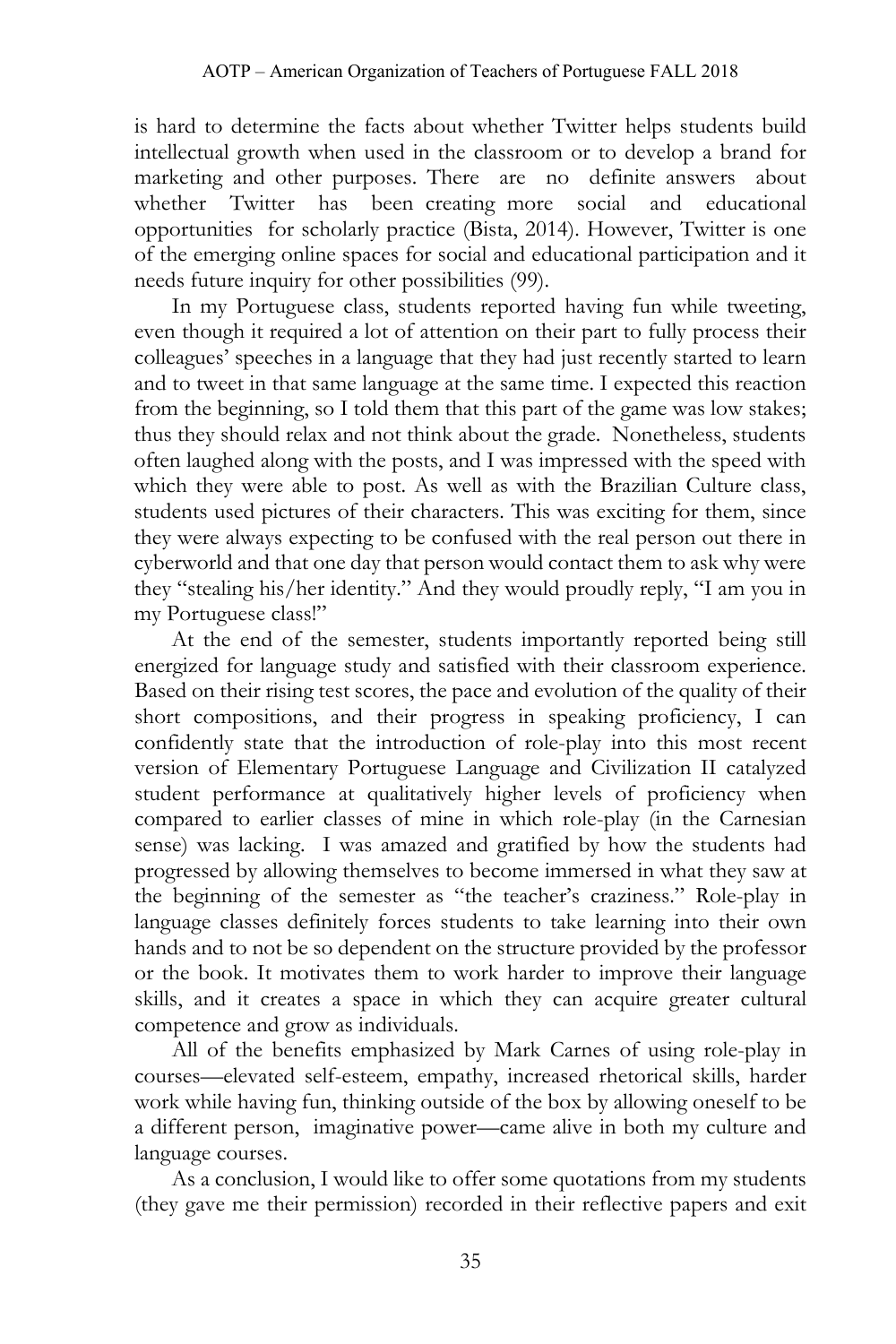is hard to determine the facts about whether Twitter helps students build intellectual growth when used in the classroom or to develop a brand for marketing and other purposes. There are no definite answers about whether Twitter has been creating more social and educational opportunities for scholarly practice (Bista, 2014). However, Twitter is one of the emerging online spaces for social and educational participation and it needs future inquiry for other possibilities (99).

In my Portuguese class, students reported having fun while tweeting, even though it required a lot of attention on their part to fully process their colleagues' speeches in a language that they had just recently started to learn and to tweet in that same language at the same time. I expected this reaction from the beginning, so I told them that this part of the game was low stakes; thus they should relax and not think about the grade. Nonetheless, students often laughed along with the posts, and I was impressed with the speed with which they were able to post. As well as with the Brazilian Culture class, students used pictures of their characters. This was exciting for them, since they were always expecting to be confused with the real person out there in cyberworld and that one day that person would contact them to ask why were they "stealing his/her identity." And they would proudly reply, "I am you in my Portuguese class!"

At the end of the semester, students importantly reported being still energized for language study and satisfied with their classroom experience. Based on their rising test scores, the pace and evolution of the quality of their short compositions, and their progress in speaking proficiency, I can confidently state that the introduction of role-play into this most recent version of Elementary Portuguese Language and Civilization II catalyzed student performance at qualitatively higher levels of proficiency when compared to earlier classes of mine in which role-play (in the Carnesian sense) was lacking. I was amazed and gratified by how the students had progressed by allowing themselves to become immersed in what they saw at the beginning of the semester as "the teacher's craziness." Role-play in language classes definitely forces students to take learning into their own hands and to not be so dependent on the structure provided by the professor or the book. It motivates them to work harder to improve their language skills, and it creates a space in which they can acquire greater cultural competence and grow as individuals.

All of the benefits emphasized by Mark Carnes of using role-play in courses—elevated self-esteem, empathy, increased rhetorical skills, harder work while having fun, thinking outside of the box by allowing oneself to be a different person, imaginative power—came alive in both my culture and language courses.

As a conclusion, I would like to offer some quotations from my students (they gave me their permission) recorded in their reflective papers and exit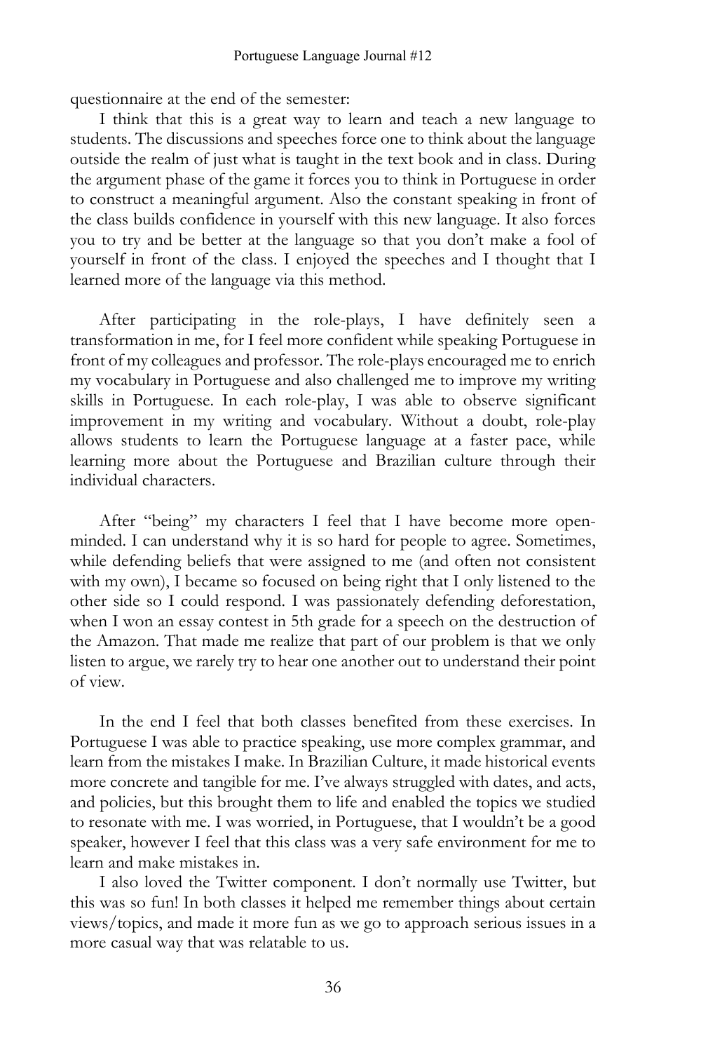questionnaire at the end of the semester:

I think that this is a great way to learn and teach a new language to students. The discussions and speeches force one to think about the language outside the realm of just what is taught in the text book and in class. During the argument phase of the game it forces you to think in Portuguese in order to construct a meaningful argument. Also the constant speaking in front of the class builds confidence in yourself with this new language. It also forces you to try and be better at the language so that you don't make a fool of yourself in front of the class. I enjoyed the speeches and I thought that I learned more of the language via this method.

After participating in the role-plays, I have definitely seen a transformation in me, for I feel more confident while speaking Portuguese in front of my colleagues and professor. The role-plays encouraged me to enrich my vocabulary in Portuguese and also challenged me to improve my writing skills in Portuguese. In each role-play, I was able to observe significant improvement in my writing and vocabulary. Without a doubt, role-play allows students to learn the Portuguese language at a faster pace, while learning more about the Portuguese and Brazilian culture through their individual characters.

After "being" my characters I feel that I have become more open-minded. I can understand why it is so hard for people to agree. Sometimes, while defending beliefs that were assigned to me (and often not consistent with my own), I became so focused on being right that I only listened to the other side so I could respond. I was passionately defending deforestation, when I won an essay contest in 5th grade for a speech on the destruction of the Amazon. That made me realize that part of our problem is that we only listen to argue, we rarely try to hear one another out to understand their point of view.

In the end I feel that both classes benefited from these exercises. In Portuguese I was able to practice speaking, use more complex grammar, and learn from the mistakes I make. In Brazilian Culture, it made historical events more concrete and tangible for me. I've always struggled with dates, and acts, and policies, but this brought them to life and enabled the topics we studied to resonate with me. I was worried, in Portuguese, that I wouldn't be a good speaker, however I feel that this class was a very safe environment for me to learn and make mistakes in.

I also loved the Twitter component. I don't normally use Twitter, but this was so fun! In both classes it helped me remember things about certain views/topics, and made it more fun as we go to approach serious issues in a more casual way that was relatable to us.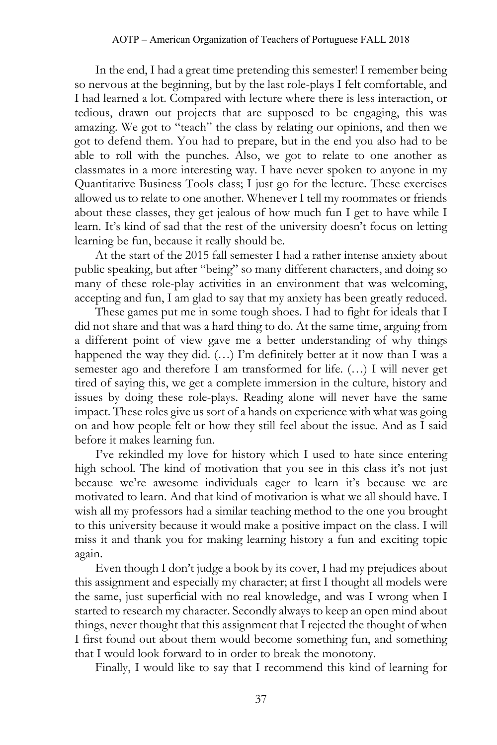In the end, I had a great time pretending this semester! I remember being so nervous at the beginning, but by the last role-plays I felt comfortable, and I had learned a lot. Compared with lecture where there is less interaction, or tedious, drawn out projects that are supposed to be engaging, this was amazing. We got to "teach" the class by relating our opinions, and then we got to defend them. You had to prepare, but in the end you also had to be able to roll with the punches. Also, we got to relate to one another as classmates in a more interesting way. I have never spoken to anyone in my Quantitative Business Tools class; I just go for the lecture. These exercises allowed us to relate to one another. Whenever I tell my roommates or friends about these classes, they get jealous of how much fun I get to have while I learn. It's kind of sad that the rest of the university doesn't focus on letting learning be fun, because it really should be.

At the start of the 2015 fall semester I had a rather intense anxiety about public speaking, but after "being" so many different characters, and doing so many of these role-play activities in an environment that was welcoming, accepting and fun, I am glad to say that my anxiety has been greatly reduced.

These games put me in some tough shoes. I had to fight for ideals that I did not share and that was a hard thing to do. At the same time, arguing from a different point of view gave me a better understanding of why things happened the way they did. (…) I'm definitely better at it now than I was a semester ago and therefore I am transformed for life. (…) I will never get tired of saying this, we get a complete immersion in the culture, history and issues by doing these role-plays. Reading alone will never have the same impact. These roles give us sort of a hands on experience with what was going on and how people felt or how they still feel about the issue. And as I said before it makes learning fun.

I've rekindled my love for history which I used to hate since entering high school. The kind of motivation that you see in this class it's not just because we're awesome individuals eager to learn it's because we are motivated to learn. And that kind of motivation is what we all should have. I wish all my professors had a similar teaching method to the one you brought to this university because it would make a positive impact on the class. I will miss it and thank you for making learning history a fun and exciting topic again.

Even though I don't judge a book by its cover, I had my prejudices about this assignment and especially my character; at first I thought all models were the same, just superficial with no real knowledge, and was I wrong when I started to research my character. Secondly always to keep an open mind about things, never thought that this assignment that I rejected the thought of when I first found out about them would become something fun, and something that I would look forward to in order to break the monotony.

Finally, I would like to say that I recommend this kind of learning for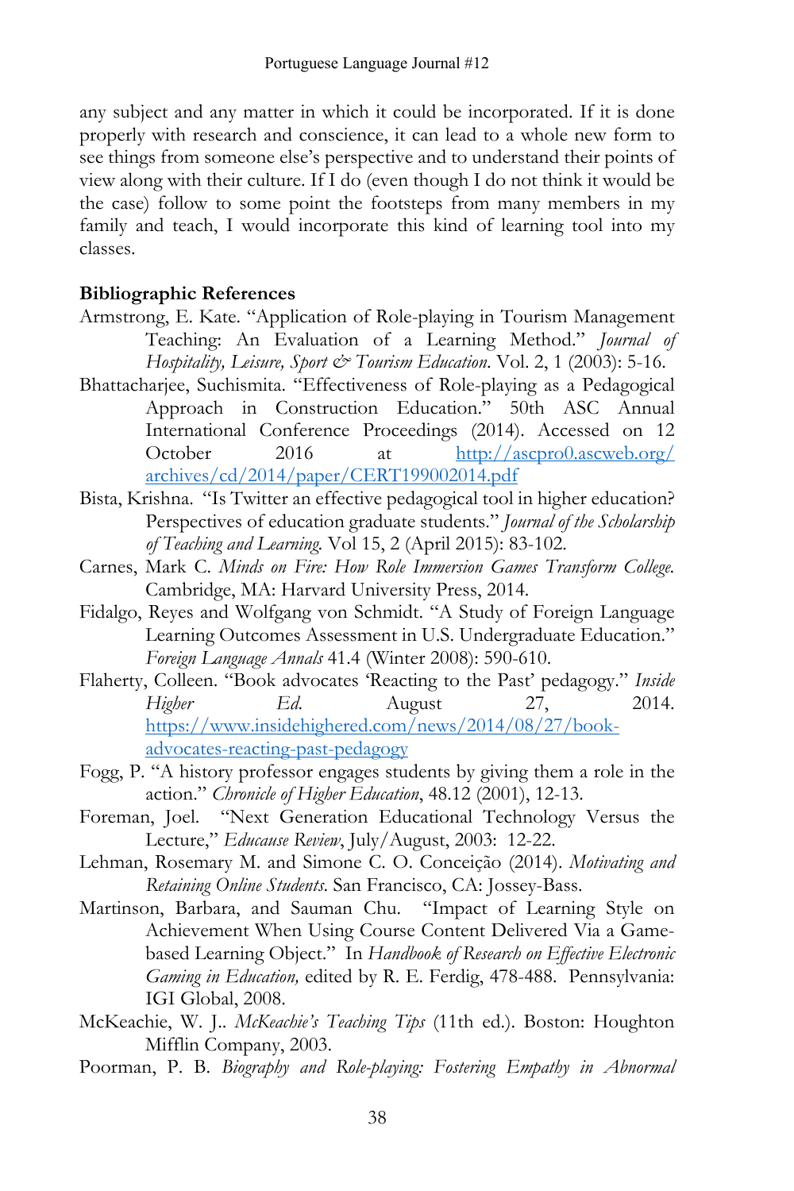any subject and any matter in which it could be incorporated. If it is done properly with research and conscience, it can lead to a whole new form to see things from someone else's perspective and to understand their points of view along with their culture. If I do (even though I do not think it would be the case) follow to some point the footsteps from many members in my family and teach, I would incorporate this kind of learning tool into my classes.

**Bibliographic References**

Armstrong, E. Kate. "Application of Role-playing in Tourism Management Teaching: An Evaluation of a Learning Method." *Journal of Hospitality, Leisure, Sport & Tourism Education*. Vol. 2, 1 (2003): 5-16.

Bhattacharjee, Suchismita. "Effectiveness of Role-playing as a Pedagogical Approach in Construction Education." 50th ASC Annual International Conference Proceedings (2014). Accessed on 12 October 2016 at http://ascpro0.ascweb.org/archives/cd/2014/paper/CERT199002014.pdf

Bista, Krishna. "Is Twitter an effective pedagogical tool in higher education? Perspectives of education graduate students." *Journal of the Scholarship of Teaching and Learning.* Vol 15, 2 (April 2015): 83-102.

Carnes, Mark C. *Minds on Fire: How Role Immersion Games Transform College.* Cambridge, MA: Harvard University Press, 2014.

Fidalgo, Reyes and Wolfgang von Schmidt. "A Study of Foreign Language Learning Outcomes Assessment in U.S. Undergraduate Education." *Foreign Language Annals* 41.4 (Winter 2008): 590-610.

Flaherty, Colleen. "Book advocates 'Reacting to the Past' pedagogy." *Inside Higher Ed.* August 27, 2014. https://www.insidehighered.com/news/2014/08/27/book-advocates-reacting-past-pedagogy

Fogg, P. "A history professor engages students by giving them a role in the action." *Chronicle of Higher Education*, 48.12 (2001), 12-13.

Foreman, Joel. "Next Generation Educational Technology Versus the Lecture," *Educause Review*, July/August, 2003: 12-22.

Lehman, Rosemary M. and Simone C. O. Conceição (2014). *Motivating and Retaining Online Students.* San Francisco, CA: Jossey-Bass.

Martinson, Barbara, and Sauman Chu. "Impact of Learning Style on Achievement When Using Course Content Delivered Via a Game-based Learning Object." In *Handbook of Research on Effective Electronic Gaming in Education,* edited by R. E. Ferdig, 478-488. Pennsylvania: IGI Global, 2008.

McKeachie, W. J.. *McKeachie's Teaching Tips* (11th ed.). Boston: Houghton Mifflin Company, 2003.

Poorman, P. B. *Biography and Role-playing: Fostering Empathy in Abnormal*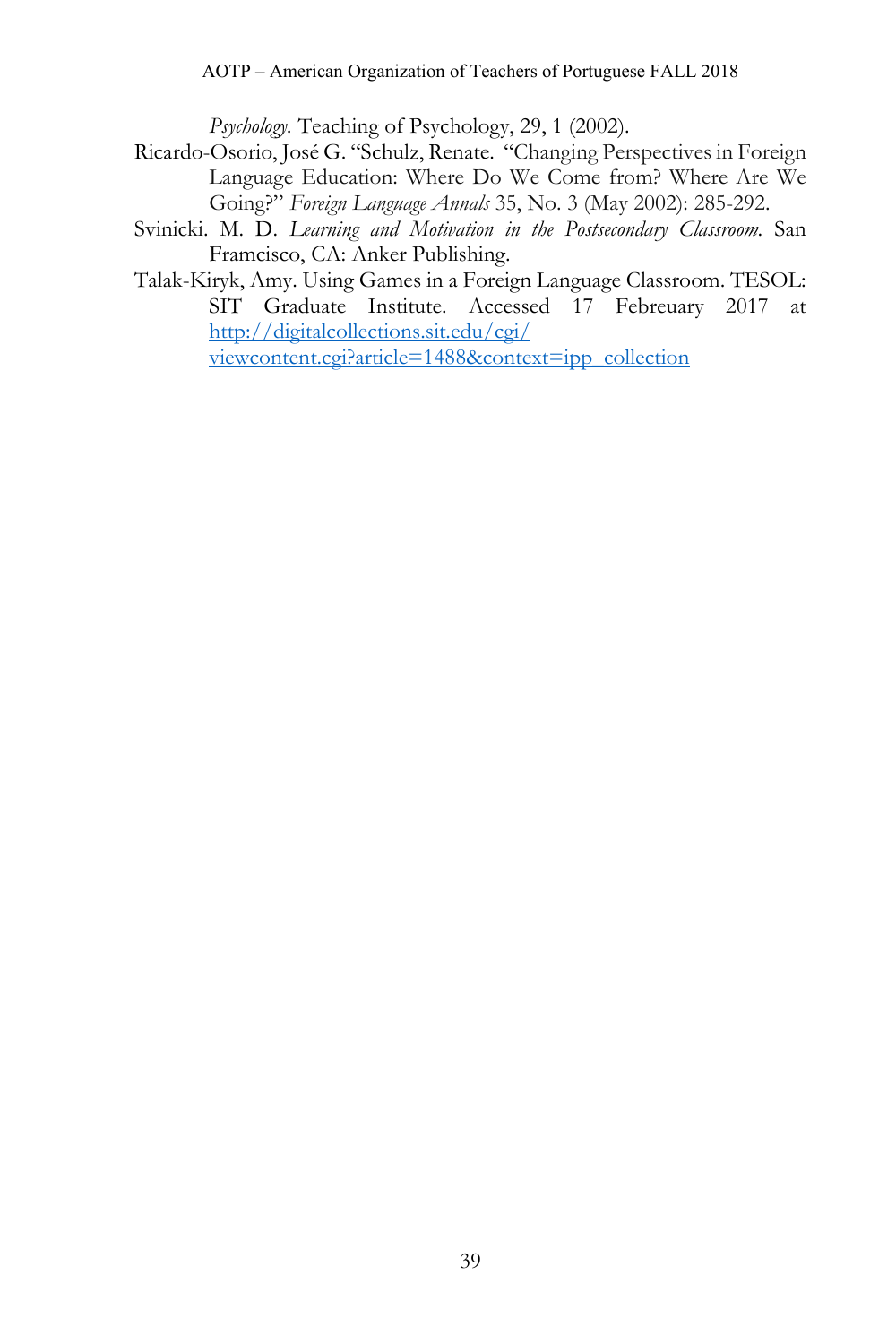*Psychology.* Teaching of Psychology, 29, 1 (2002).

Ricardo-Osorio, José G. "Schulz, Renate. "Changing Perspectives in Foreign Language Education: Where Do We Come from? Where Are We Going?" *Foreign Language Annals* 35, No. 3 (May 2002): 285-292.

Svinicki. M. D. *Learning and Motivation in the Postsecondary Classroom.* San Framcisco, CA: Anker Publishing.

Talak-Kiryk, Amy. Using Games in a Foreign Language Classroom. TESOL: SIT Graduate Institute. Accessed 17 Febreuary 2017 at [http://digitalcollections.sit.edu/cgi/viewcontent.cgi?article=1488&context=ipp_collection](http://digitalcollections.sit.edu/cgi/viewcontent.cgi?article=1488&context=ipp_collection)